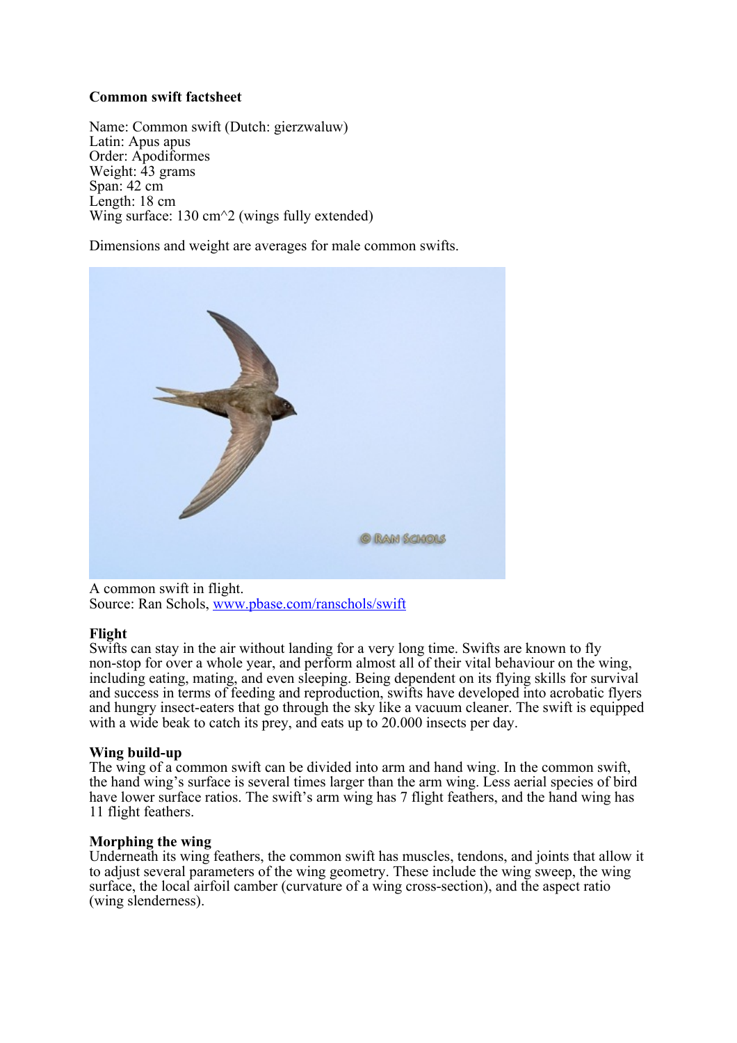**Common swift factsheet**

Name: Common swift (Dutch: gierzwaluw)
Latin: Apus apus
Order: Apodiformes
Weight: 43 grams
Span: 42 cm
Length: 18 cm
Wing surface: 130 cm^2 (wings fully extended)

Dimensions and weight are averages for male common swifts.

A common swift in flight.
Source: Ran Schols, [www.pbase.com/ranschols/swift](http://www.pbase.com/ranschols/swift)

**Flight**

Swifts can stay in the air without landing for a very long time. Swifts are known to fly non-stop for over a whole year, and perform almost all of their vital behaviour on the wing, including eating, mating, and even sleeping. Being dependent on its flying skills for survival and success in terms of feeding and reproduction, swifts have developed into acrobatic flyers and hungry insect-eaters that go through the sky like a vacuum cleaner. The swift is equipped with a wide beak to catch its prey, and eats up to 20.000 insects per day.

**Wing build-up**

The wing of a common swift can be divided into arm and hand wing. In the common swift, the hand wing's surface is several times larger than the arm wing. Less aerial species of bird have lower surface ratios. The swift's arm wing has 7 flight feathers, and the hand wing has 11 flight feathers.

**Morphing the wing**

Underneath its wing feathers, the common swift has muscles, tendons, and joints that allow it to adjust several parameters of the wing geometry. These include the wing sweep, the wing surface, the local airfoil camber (curvature of a wing cross-section), and the aspect ratio (wing slenderness).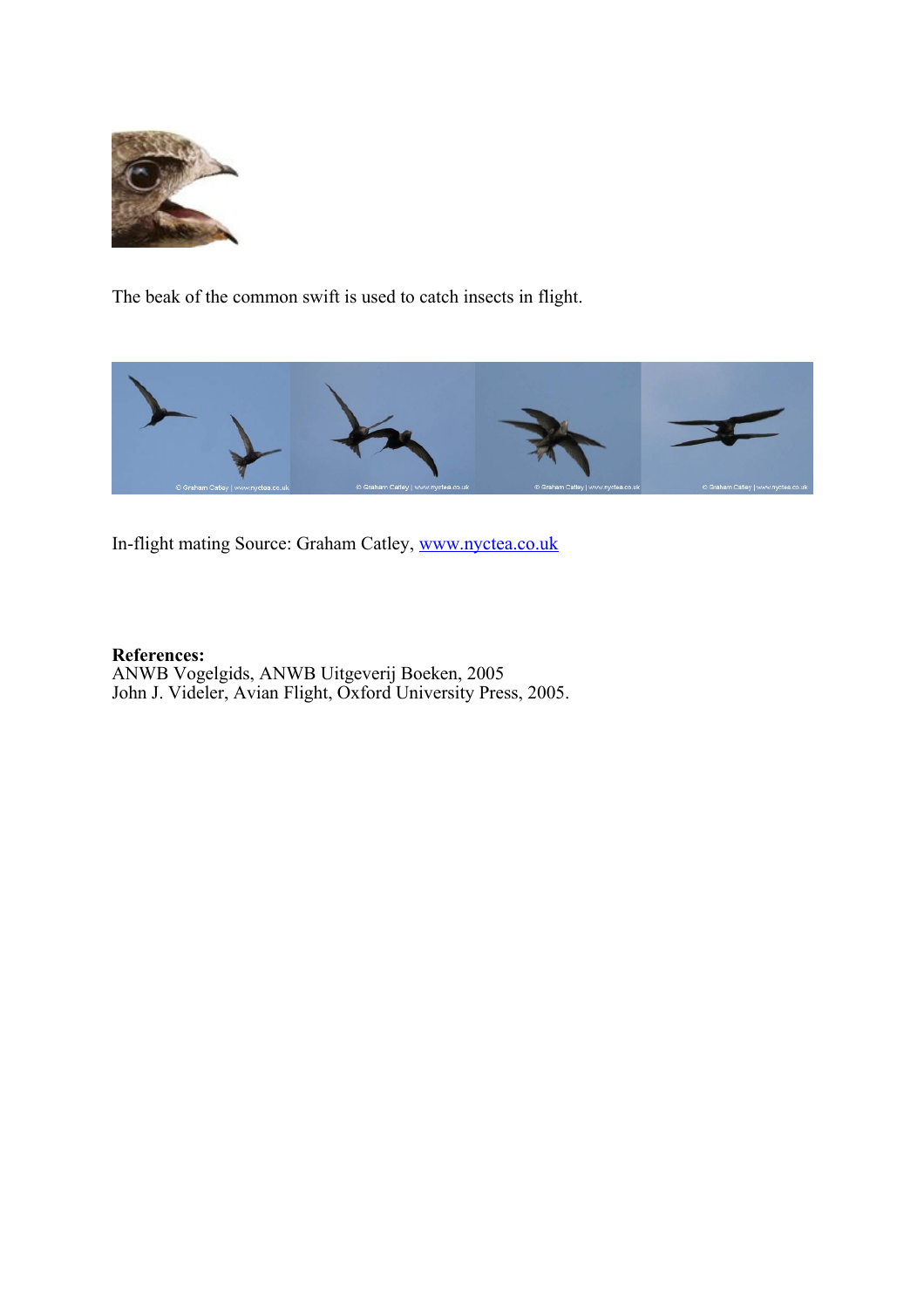The beak of the common swift is used to catch insects in flight.

In-flight mating Source: Graham Catley, [www.nyctea.co.uk](http://www.nyctea.co.uk)

**References:**
ANWB Vogelgids, ANWB Uitgeverij Boeken, 2005
John J. Videler, Avian Flight, Oxford University Press, 2005.